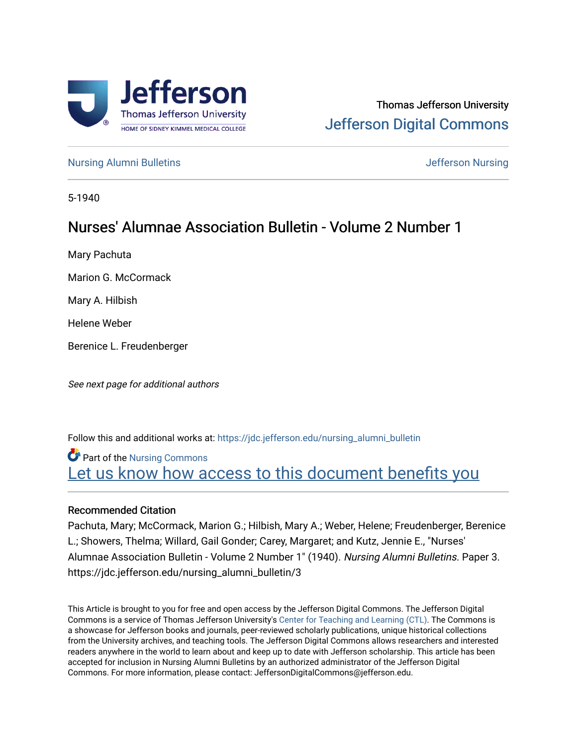Thomas Jefferson University
Jefferson Digital Commons

Nursing Alumni Bulletins | Jefferson Nursing

5-1940

# Nurses' Alumnae Association Bulletin - Volume 2 Number 1

Mary Pachuta

Marion G. McCormack

Mary A. Hilbish

Helene Weber

Berenice L. Freudenberger

*See next page for additional authors*

Follow this and additional works at: https://jdc.jefferson.edu/nursing_alumni_bulletin

Part of the Nursing Commons

Let us know how access to this document benefits you

### Recommended Citation

Pachuta, Mary; McCormack, Marion G.; Hilbish, Mary A.; Weber, Helene; Freudenberger, Berenice L.; Showers, Thelma; Willard, Gail Gonder; Carey, Margaret; and Kutz, Jennie E., "Nurses' Alumnae Association Bulletin - Volume 2 Number 1" (1940). *Nursing Alumni Bulletins.* Paper 3. https://jdc.jefferson.edu/nursing_alumni_bulletin/3

This Article is brought to you for free and open access by the Jefferson Digital Commons. The Jefferson Digital Commons is a service of Thomas Jefferson University's Center for Teaching and Learning (CTL). The Commons is a showcase for Jefferson books and journals, peer-reviewed scholarly publications, unique historical collections from the University archives, and teaching tools. The Jefferson Digital Commons allows researchers and interested readers anywhere in the world to learn about and keep up to date with Jefferson scholarship. This article has been accepted for inclusion in Nursing Alumni Bulletins by an authorized administrator of the Jefferson Digital Commons. For more information, please contact: JeffersonDigitalCommons@jefferson.edu.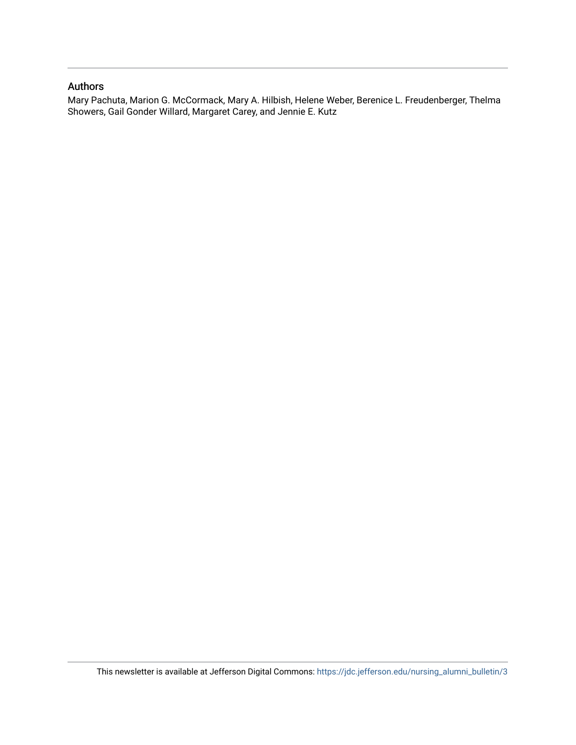## Authors

Mary Pachuta, Marion G. McCormack, Mary A. Hilbish, Helene Weber, Berenice L. Freudenberger, Thelma Showers, Gail Gonder Willard, Margaret Carey, and Jennie E. Kutz

This newsletter is available at Jefferson Digital Commons: https://jdc.jefferson.edu/nursing_alumni_bulletin/3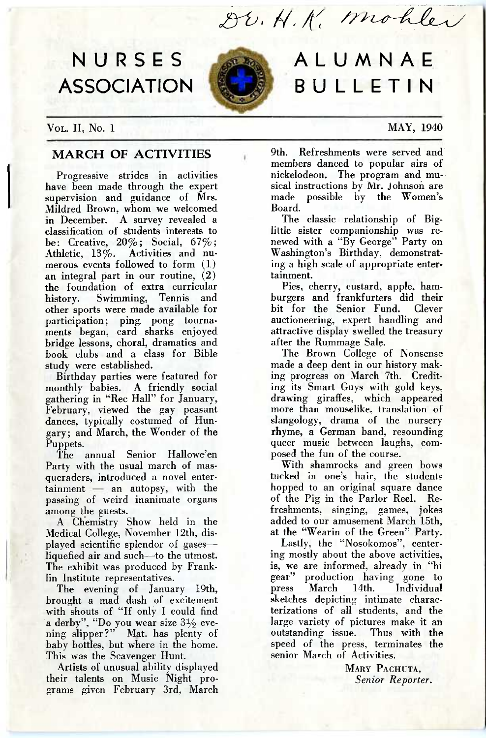Dr. H. K. Mohler

# NURSES ASSOCIATION ALUMNAE BULLETIN

Vol. II, No. 1 — MAY, 1940

## MARCH OF ACTIVITIES

Progressive strides in activities have been made through the expert supervision and guidance of Mrs. Mildred Brown, whom we welcomed in December. A survey revealed a classification of students interests to be: Creative, 20%; Social, 67%; Athletic, 13%. Activities and numerous events followed to form (1) an integral part in our routine, (2) the foundation of extra curricular history. Swimming, Tennis and other sports were made available for participation; ping pong tournaments began, card sharks enjoyed bridge lessons, choral, dramatics and book clubs and a class for Bible study were established.

Birthday parties were featured for monthly babies. A friendly social gathering in "Rec Hall" for January, February, viewed the gay peasant dances, typically costumed of Hungary; and March, the Wonder of the Puppets.

The annual Senior Hallowe'en Party with the usual march of masqueraders, introduced a novel entertainment — an autopsy, with the passing of weird inanimate organs among the guests.

A Chemistry Show held in the Medical College, November 12th, displayed scientific splendor of gases—liquefied air and such—to the utmost. The exhibit was produced by Franklin Institute representatives.

The evening of January 19th, brought a mad dash of excitement with shouts of "If only I could find a derby", "Do you wear size 3½ evening slipper?" Mat. has plenty of baby bottles, but where in the home. This was the Scavenger Hunt.

Artists of unusual ability displayed their talents on Music Night programs given February 3rd, March 9th. Refreshments were served and members danced to popular airs of nickelodeon. The program and musical instructions by Mr. Johnson are made possible by the Women's Board.

The classic relationship of Big-little sister companionship was renewed with a "By George" Party on Washington's Birthday, demonstrating a high scale of appropriate entertainment.

Pies, cherry, custard, apple, hamburgers and frankfurters did their bit for the Senior Fund. Clever auctioneering, expert handling and attractive display swelled the treasury after the Rummage Sale.

The Brown College of Nonsense made a deep dent in our history making progress on March 7th. Crediting its Smart Guys with gold keys, drawing giraffes, which appeared more than mouselike, translation of slangology, drama of the nursery rhyme, a German band, resounding queer music between laughs, composed the fun of the course.

With shamrocks and green bows tucked in one's hair, the students hopped to an original square dance of the Pig in the Parlor Reel. Refreshments, singing, games, jokes added to our amusement March 15th, at the "Wearin of the Green" Party.

Lastly, the "Nosokomos", centering mostly about the above activities, is, we are informed, already in "hi gear" production having gone to press March 14th. Individual sketches depicting intimate characterizations of all students, and the large variety of pictures make it an outstanding issue. Thus with the speed of the press, terminates the senior March of Activities.

MARY PACHUTA,
*Senior Reporter.*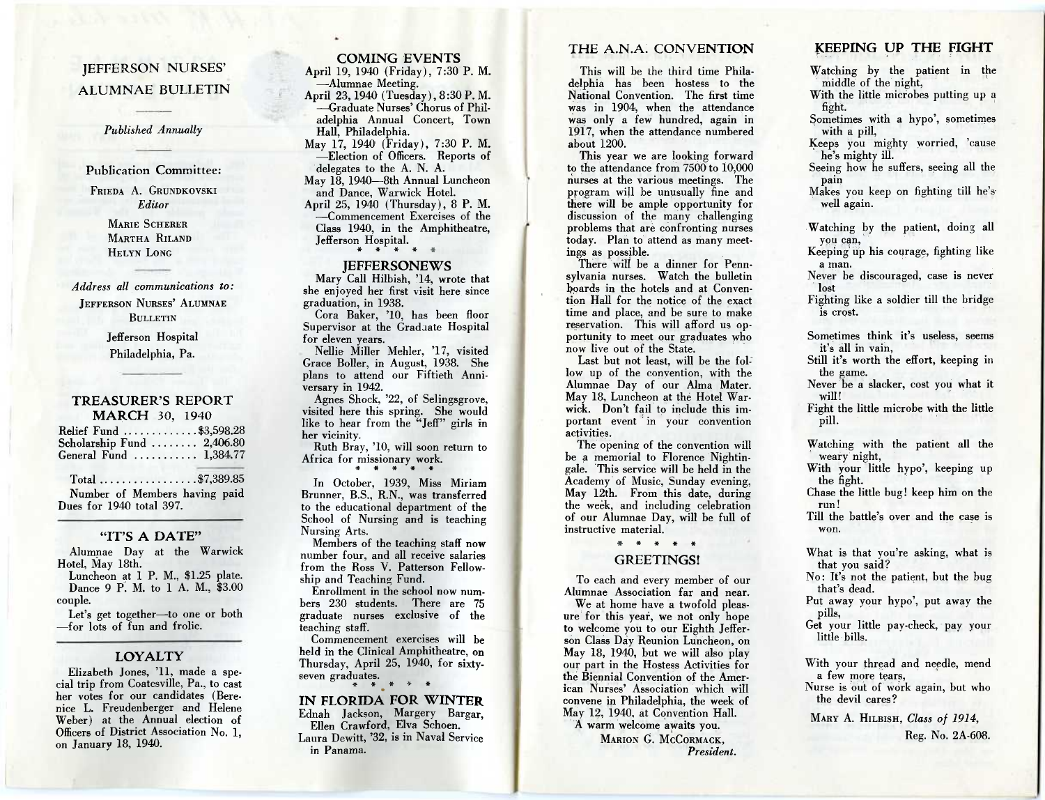# JEFFERSON NURSES' ALUMNAE BULLETIN

*Published Annually*

**Publication Committee:**

FRIEDA A. GRUNDKOVSKI
*Editor*

MARIE SCHERER
MARTHA RILAND
HELYN LONG

*Address all communications to:*

JEFFERSON NURSES' ALUMNAE BULLETIN
Jefferson Hospital
Philadelphia, Pa.

## TREASURER'S REPORT
## MARCH 30, 1940

| | |
|---|---|
| Relief Fund | $3,598.28 |
| Scholarship Fund | 2,406.80 |
| General Fund | 1,384.77 |
| Total | $7,389.85 |

Number of Members having paid Dues for 1940 total 397.

## "IT'S A DATE"

Alumnae Day at the Warwick Hotel, May 18th.

Luncheon at 1 P. M., $1.25 plate. Dance 9 P. M. to 1 A. M., $3.00 couple.

Let's get together—to one or both—for lots of fun and frolic.

## LOYALTY

Elizabeth Jones, '11, made a special trip from Coatesville, Pa., to cast her votes for our candidates (Berenice L. Freudenberger and Helene Weber) at the Annual election of Officers of District Association No. 1, on January 18, 1940.

## COMING EVENTS

April 19, 1940 (Friday), 7:30 P. M.—Alumnae Meeting.

April 23, 1940 (Tuesday), 8:30 P. M.—Graduate Nurses' Chorus of Philadelphia Annual Concert, Town Hall, Philadelphia.

May 17, 1940 (Friday), 7:30 P. M.—Election of Officers. Reports of delegates to the A. N. A.

May 18, 1940—8th Annual Luncheon and Dance, Warwick Hotel.

April 25, 1940 (Thursday), 8 P. M.—Commencement Exercises of the Class 1940, in the Amphitheatre, Jefferson Hospital.

\* \* \* \* \*

## JEFFERSONEWS

Mary Call Hilbish, '14, wrote that she enjoyed her first visit here since graduation, in 1938.

Cora Baker, '10, has been floor Supervisor at the Graduate Hospital for eleven years.

Nellie Miller Mehler, '17, visited Grace Boller, in August, 1938. She plans to attend our Fiftieth Anniversary in 1942.

Agnes Shock, '22, of Selingsgrove, visited here this spring. She would like to hear from the "Jeff" girls in her vicinity.

Ruth Bray, '10, will soon return to Africa for missionary work.

\* \* \* \* \*

In October, 1939, Miss Miriam Brunner, B.S., R.N., was transferred to the educational department of the School of Nursing and is teaching Nursing Arts.

Members of the teaching staff now number four, and all receive salaries from the Ross V. Patterson Fellowship and Teaching Fund.

Enrollment in the school now numbers 230 students. There are 75 graduate nurses exclusive of the teaching staff.

Commencement exercises will be held in the Clinical Amphitheatre, on Thursday, April 25, 1940, for sixty-seven graduates.

\* \* \* \* \*

## IN FLORIDA FOR WINTER

Ednah Jackson, Margery Bargar, Ellen Crawford, Elva Schoen.

Laura Dewitt, '32, is in Naval Service in Panama.

## THE A.N.A. CONVENTION

This will be the third time Philadelphia has been hostess to the National Convention. The first time was in 1904, when the attendance was only a few hundred, again in 1917, when the attendance numbered about 1200.

This year we are looking forward to the attendance from 7500 to 10,000 nurses at the various meetings. The program will be unusually fine and there will be ample opportunity for discussion of the many challenging problems that are confronting nurses today. Plan to attend as many meetings as possible.

There will be a dinner for Pennsylvania nurses. Watch the bulletin boards in the hotels and at Convention Hall for the notice of the exact time and place, and be sure to make reservation. This will afford us opportunity to meet our graduates who now live out of the State.

Last but not least, will be the follow up of the convention, with the Alumnae Day of our Alma Mater. May 18, Luncheon at the Hotel Warwick. Don't fail to include this important event in your convention activities.

The opening of the convention will be a memorial to Florence Nightingale. This service will be held in the Academy of Music, Sunday evening, May 12th. From this date, during the week, and including celebration of our Alumnae Day, will be full of instructive material.

\* \* \* \* \*

## GREETINGS!

To each and every member of our Alumnae Association far and near.

We at home have a twofold pleasure for this year, we not only hope to welcome you to our Eighth Jefferson Class Day Reunion Luncheon, on May 18, 1940, but we will also play our part in the Hostess Activities for the Biennial Convention of the American Nurses' Association which will convene in Philadelphia, the week of May 12, 1940, at Convention Hall.

A warm welcome awaits you.

MARION G. MCCORMACK,
*President.*

## KEEPING UP THE FIGHT

Watching by the patient in the middle of the night,
With the little microbes putting up a fight.
Sometimes with a hypo', sometimes with a pill,
Keeps you mighty worried, 'cause he's mighty ill.
Seeing how he suffers, seeing all the pain
Makes you keep on fighting till he's well again.

Watching by the patient, doing all you can,
Keeping up his courage, fighting like a man.
Never be discouraged, case is never lost
Fighting like a soldier till the bridge is crost.

Sometimes think it's useless, seems it's all in vain,
Still it's worth the effort, keeping in the game.
Never be a slacker, cost you what it will!
Fight the little microbe with the little pill.

Watching with the patient all the weary night,
With your little hypo', keeping up the fight.
Chase the little bug! keep him on the run!
Till the battle's over and the case is won.

What is that you're asking, what is that you said?
No: It's not the patient, but the bug that's dead.
Put away your hypo', put away the pills,
Get your little pay-check, pay your little bills.

With your thread and needle, mend a few more tears,
Nurse is out of work again, but who the devil cares?

MARY A. HILBISH, *Class of 1914,*
Reg. No. 2A-608.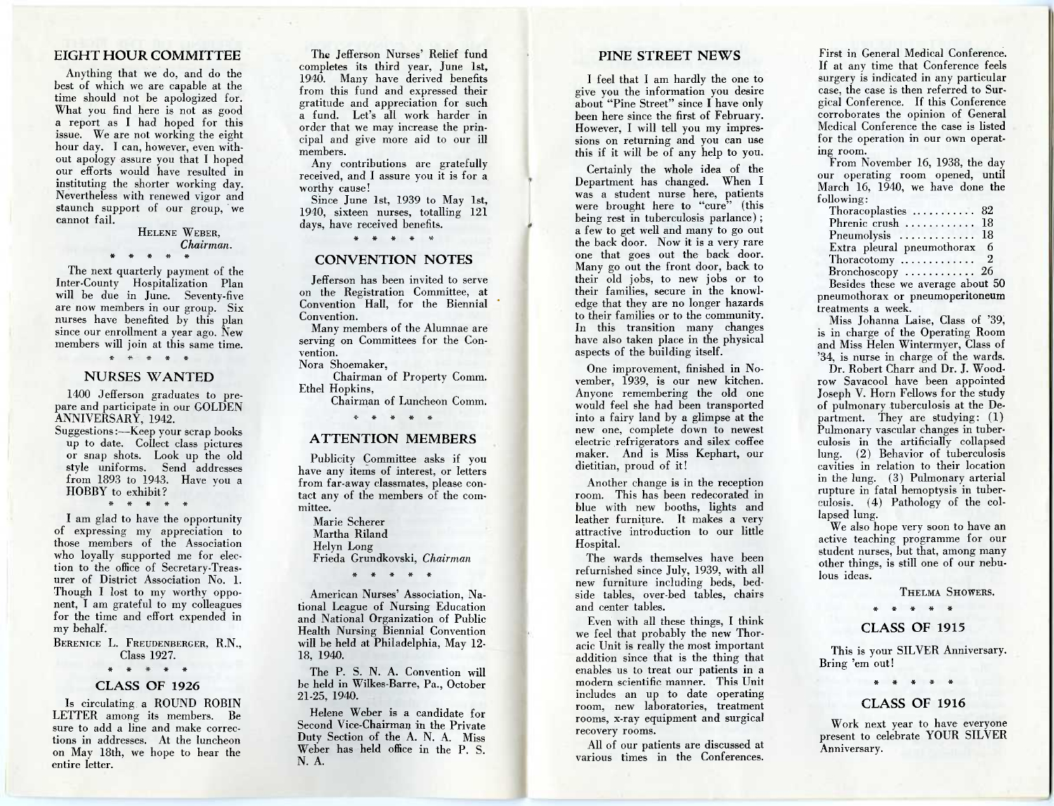## EIGHT HOUR COMMITTEE

Anything that we do, and do the best of which we are capable at the time should not be apologized for. What you find here is not as good a report as I had hoped for this issue. We are not working the eight hour day. I can, however, even without apology assure you that I hoped our efforts would have resulted in instituting the shorter working day. Nevertheless with renewed vigor and staunch support of our group, we cannot fail.

HELENE WEBER,
*Chairman.*

\* \* \* \* \*

The next quarterly payment of the Inter-County Hospitalization Plan will be due in June. Seventy-five are now members in our group. Six nurses have benefited by this plan since our enrollment a year ago. New members will join at this same time.

\* \* \* \* \*

## NURSES WANTED

1400 Jefferson graduates to prepare and participate in our GOLDEN ANNIVERSARY, 1942.

Suggestions:—Keep your scrap books up to date. Collect class pictures or snap shots. Look up the old style uniforms. Send addresses from 1893 to 1943. Have you a HOBBY to exhibit?

\* \* \* \* \*

I am glad to have the opportunity of expressing my appreciation to those members of the Association who loyally supported me for election to the office of Secretary-Treasurer of District Association No. 1. Though I lost to my worthy opponent, I am grateful to my colleagues for the time and effort expended in my behalf.

BERENICE L. FREUDENBERGER, R.N.,
Class 1927.

\* \* \* \* \*

## CLASS OF 1926

Is circulating a ROUND ROBIN LETTER among its members. Be sure to add a line and make corrections in addresses. At the luncheon on May 18th, we hope to hear the entire letter.

The Jefferson Nurses' Relief fund completes its third year, June 1st, 1940. Many have derived benefits from this fund and expressed their gratitude and appreciation for such a fund. Let's all work harder in order that we may increase the principal and give more aid to our ill members.

Any contributions are gratefully received, and I assure you it is for a worthy cause!

Since June 1st, 1939 to May 1st, 1940, sixteen nurses, totalling 121 days, have received benefits.

\* \* \* \* \*

## CONVENTION NOTES

Jefferson has been invited to serve on the Registration Committee, at Convention Hall, for the Biennial Convention.

Many members of the Alumnae are serving on Committees for the Convention.

Nora Shoemaker,
Chairman of Property Comm.
Ethel Hopkins,
Chairman of Luncheon Comm.

\* \* \* \* \*

## ATTENTION MEMBERS

Publicity Committee asks if you have any items of interest, or letters from far-away classmates, please contact any of the members of the committee.

Marie Scherer
Martha Riland
Helyn Long
Frieda Grundkovski, *Chairman*

\* \* \* \* \*

American Nurses' Association, National League of Nursing Education and National Organization of Public Health Nursing Biennial Convention will be held at Philadelphia, May 12-18, 1940.

The P. S. N. A. Convention will be held in Wilkes-Barre, Pa., October 21-25, 1940.

Helene Weber is a candidate for Second Vice-Chairman in the Private Duty Section of the A. N. A. Miss Weber has held office in the P. S. N. A.

## PINE STREET NEWS

I feel that I am hardly the one to give you the information you desire about "Pine Street" since I have only been here since the first of February. However, I will tell you my impressions on returning and you can use this if it will be of any help to you.

Certainly the whole idea of the Department has changed. When I was a student nurse here, patients were brought here to "cure" (this being rest in tuberculosis parlance); a few to get well and many to go out the back door. Now it is a very rare one that goes out the back door. Many go out the front door, back to their old jobs, to new jobs or to their families, secure in the knowledge that they are no longer hazards to their families or to the community. In this transition many changes have also taken place in the physical aspects of the building itself.

One improvement, finished in November, 1939, is our new kitchen. Anyone remembering the old one would feel she had been transported into a fairy land by a glimpse at the new one, complete down to newest electric refrigerators and silex coffee maker. And is Miss Kephart, our dietitian, proud of it!

Another change is in the reception room. This has been redecorated in blue with new booths, lights and leather furniture. It makes a very attractive introduction to our little Hospital.

The wards themselves have been refurnished since July, 1939, with all new furniture including beds, bedside tables, over-bed tables, chairs and center tables.

Even with all these things, I think we feel that probably the new Thoracic Unit is really the most important addition since that is the thing that enables us to treat our patients in a modern scientific manner. This Unit includes an up to date operating room, new laboratories, treatment rooms, x-ray equipment and surgical recovery rooms.

All of our patients are discussed at various times in the Conferences. First in General Medical Conference. If at any time that Conference feels surgery is indicated in any particular case, the case is then referred to Surgical Conference. If this Conference corroborates the opinion of General Medical Conference the case is listed for the operation in our own operating room.

From November 16, 1938, the day our operating room opened, until March 16, 1940, we have done the following:

| | |
|---|---|
| Thoracoplasties | 82 |
| Phrenic crush | 18 |
| Pneumolysis | 18 |
| Extra pleural pneumothorax | 6 |
| Thoracotomy | 2 |
| Bronchoscopy | 26 |

Besides these we average about 50 pneumothorax or pneumoperitoneum treatments a week.

Miss Johanna Laise, Class of '39, is in charge of the Operating Room and Miss Helen Wintermyer, Class of '34, is nurse in charge of the wards.

Dr. Robert Charr and Dr. J. Woodrow Savacool have been appointed Joseph V. Horn Fellows for the study of pulmonary tuberculosis at the Department. They are studying: (1) Pulmonary vascular changes in tuberculosis in the artificially collapsed lung. (2) Behavior of tuberculosis cavities in relation to their location in the lung. (3) Pulmonary arterial rupture in fatal hemoptysis in tuberculosis. (4) Pathology of the collapsed lung.

We also hope very soon to have an active teaching programme for our student nurses, but that, among many other things, is still one of our nebulous ideas.

THELMA SHOWERS.

\* \* \* \* \*

## CLASS OF 1915

This is your SILVER Anniversary. Bring 'em out!

\* \* \* \* \*

## CLASS OF 1916

Work next year to have everyone present to celebrate YOUR SILVER Anniversary.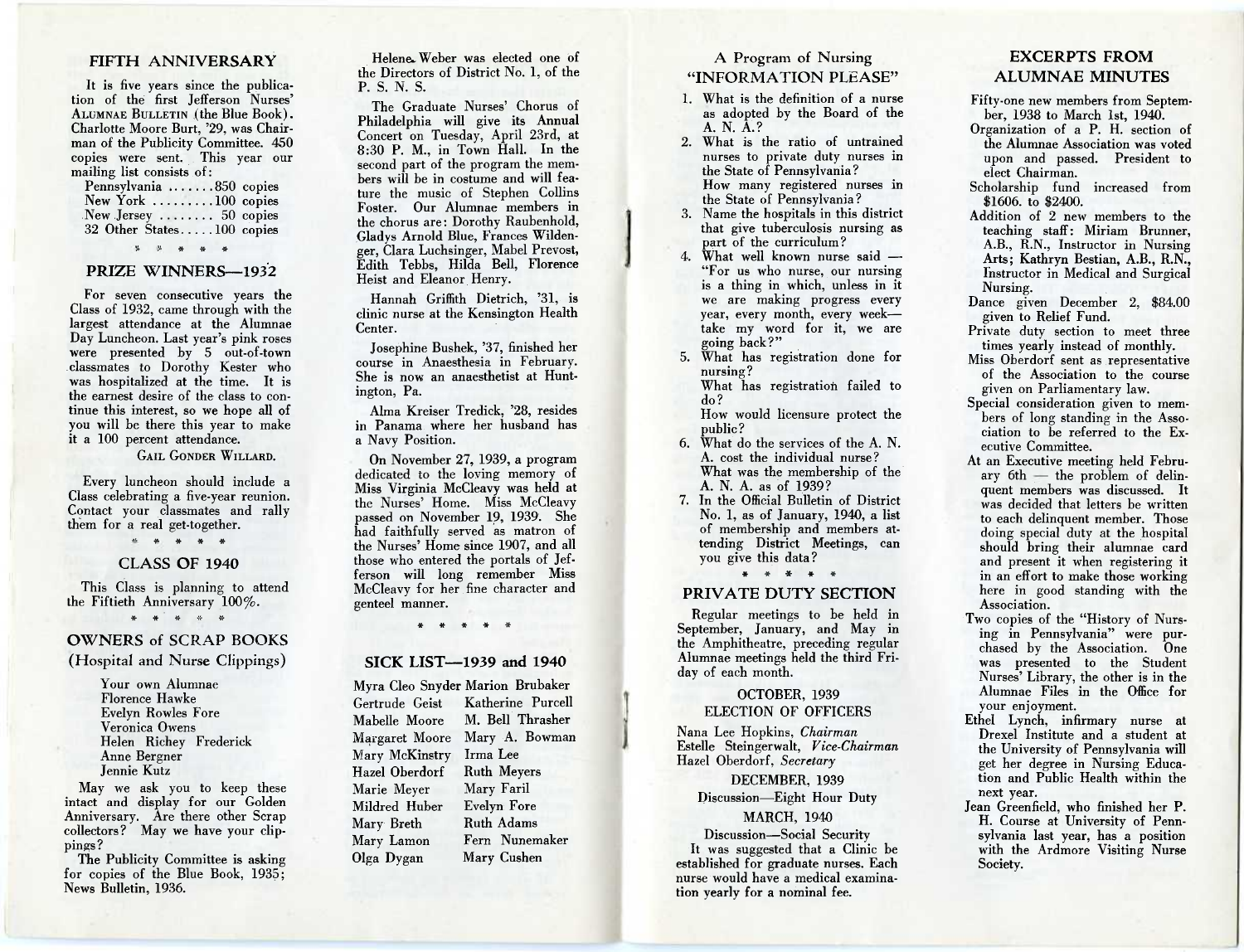## FIFTH ANNIVERSARY

It is five years since the publication of the first Jefferson Nurses' ALUMNAE BULLETIN (the Blue Book). Charlotte Moore Burt, '29, was Chairman of the Publicity Committee. 450 copies were sent. This year our mailing list consists of:

Pennsylvania .......850 copies
New York .........100 copies
New Jersey ........ 50 copies
32 Other States.....100 copies

\* \* \* \* \*

## PRIZE WINNERS—1932

For seven consecutive years the Class of 1932, came through with the largest attendance at the Alumnae Day Luncheon. Last year's pink roses were presented by 5 out-of-town classmates to Dorothy Kester who was hospitalized at the time. It is the earnest desire of the class to continue this interest, so we hope all of you will be there this year to make it a 100 percent attendance.

GAIL GONDER WILLARD.

Every luncheon should include a Class celebrating a five-year reunion. Contact your classmates and rally them for a real get-together.

\* \* \* \* \*

## CLASS OF 1940

This Class is planning to attend the Fiftieth Anniversary 100%.

\* \* \* \* \*

## OWNERS of SCRAP BOOKS

(Hospital and Nurse Clippings)

Your own Alumnae
Florence Hawke
Evelyn Rowles Fore
Veronica Owens
Helen Richey Frederick
Anne Bergner
Jennie Kutz

May we ask you to keep these intact and display for our Golden Anniversary. Are there other Scrap collectors? May we have your clippings?

The Publicity Committee is asking for copies of the Blue Book, 1935; News Bulletin, 1936.

Helene Weber was elected one of the Directors of District No. 1, of the P. S. N. S.

The Graduate Nurses' Chorus of Philadelphia will give its Annual Concert on Tuesday, April 23rd, at 8:30 P. M., in Town Hall. In the second part of the program the members will be in costume and will feature the music of Stephen Collins Foster. Our Alumnae members in the chorus are: Dorothy Raubenhold, Gladys Arnold Blue, Frances Wildenger, Clara Luchsinger, Mabel Prevost, Edith Tebbs, Hilda Bell, Florence Heist and Eleanor Henry.

Hannah Griffith Dietrich, '31, is clinic nurse at the Kensington Health Center.

Josephine Bushek, '37, finished her course in Anaesthesia in February. She is now an anaesthetist at Huntington, Pa.

Alma Kreiser Tredick, '28, resides in Panama where her husband has a Navy Position.

On November 27, 1939, a program dedicated to the loving memory of Miss Virginia McCleavy was held at the Nurses' Home. Miss McCleavy passed on November 19, 1939. She had faithfully served as matron of the Nurses' Home since 1907, and all those who entered the portals of Jefferson will long remember Miss McCleavy for her fine character and genteel manner.

\* \* \* \* \*

## SICK LIST—1939 and 1940

| | |
|---|---|
| Myra Cleo Snyder | Marion Brubaker |
| Gertrude Geist | Katherine Purcell |
| Mabelle Moore | M. Bell Thrasher |
| Margaret Moore | Mary A. Bowman |
| Mary McKinstry | Irma Lee |
| Hazel Oberdorf | Ruth Meyers |
| Marie Meyer | Mary Faril |
| Mildred Huber | Evelyn Fore |
| Mary Breth | Ruth Adams |
| Mary Lamon | Fern Nunemaker |
| Olga Dygan | Mary Cushen |

## A Program of Nursing "INFORMATION PLEASE"

1. What is the definition of a nurse as adopted by the Board of the A. N. A.?
2. What is the ratio of untrained nurses to private duty nurses in the State of Pennsylvania?
   How many registered nurses in the State of Pennsylvania?
3. Name the hospitals in this district that give tuberculosis nursing as part of the curriculum?
4. What well known nurse said — "For us who nurse, our nursing is a thing in which, unless in it we are making progress every year, every month, every week—take my word for it, we are going back?"
5. What has registration done for nursing?
   What has registration failed to do?
   How would licensure protect the public?
6. What do the services of the A. N. A. cost the individual nurse?
   What was the membership of the A. N. A. as of 1939?
7. In the Official Bulletin of District No. 1, as of January, 1940, a list of membership and members attending District Meetings, can you give this data?

\* \* \* \* \*

## PRIVATE DUTY SECTION

Regular meetings to be held in September, January, and May in the Amphitheatre, preceding regular Alumnae meetings held the third Friday of each month.

OCTOBER, 1939
ELECTION OF OFFICERS

Nana Lee Hopkins, *Chairman*
Estelle Steingerwalt, *Vice-Chairman*
Hazel Oberdorf, *Secretary*

DECEMBER, 1939
Discussion—Eight Hour Duty

MARCH, 1940
Discussion—Social Security

It was suggested that a Clinic be established for graduate nurses. Each nurse would have a medical examination yearly for a nominal fee.

## EXCERPTS FROM ALUMNAE MINUTES

Fifty-one new members from September, 1938 to March 1st, 1940.

Organization of a P. H. section of the Alumnae Association was voted upon and passed. President to elect Chairman.

Scholarship fund increased from \$1606. to \$2400.

Addition of 2 new members to the teaching staff: Miriam Brunner, A.B., R.N., Instructor in Nursing Arts; Kathryn Bestian, A.B., R.N., Instructor in Medical and Surgical Nursing.

Dance given December 2, \$84.00 given to Relief Fund.

Private duty section to meet three times yearly instead of monthly.

Miss Oberdorf sent as representative of the Association to the course given on Parliamentary law.

Special consideration given to members of long standing in the Association to be referred to the Executive Committee.

At an Executive meeting held February 6th — the problem of delinquent members was discussed. It was decided that letters be written to each delinquent member. Those doing special duty at the hospital should bring their alumnae card and present it when registering it in an effort to make those working here in good standing with the Association.

Two copies of the "History of Nursing in Pennsylvania" were purchased by the Association. One was presented to the Student Nurses' Library, the other is in the Alumnae Files in the Office for your enjoyment.

Ethel Lynch, infirmary nurse at Drexel Institute and a student at the University of Pennsylvania will get her degree in Nursing Education and Public Health within the next year.

Jean Greenfield, who finished her P. H. Course at University of Pennsylvania last year, has a position with the Ardmore Visiting Nurse Society.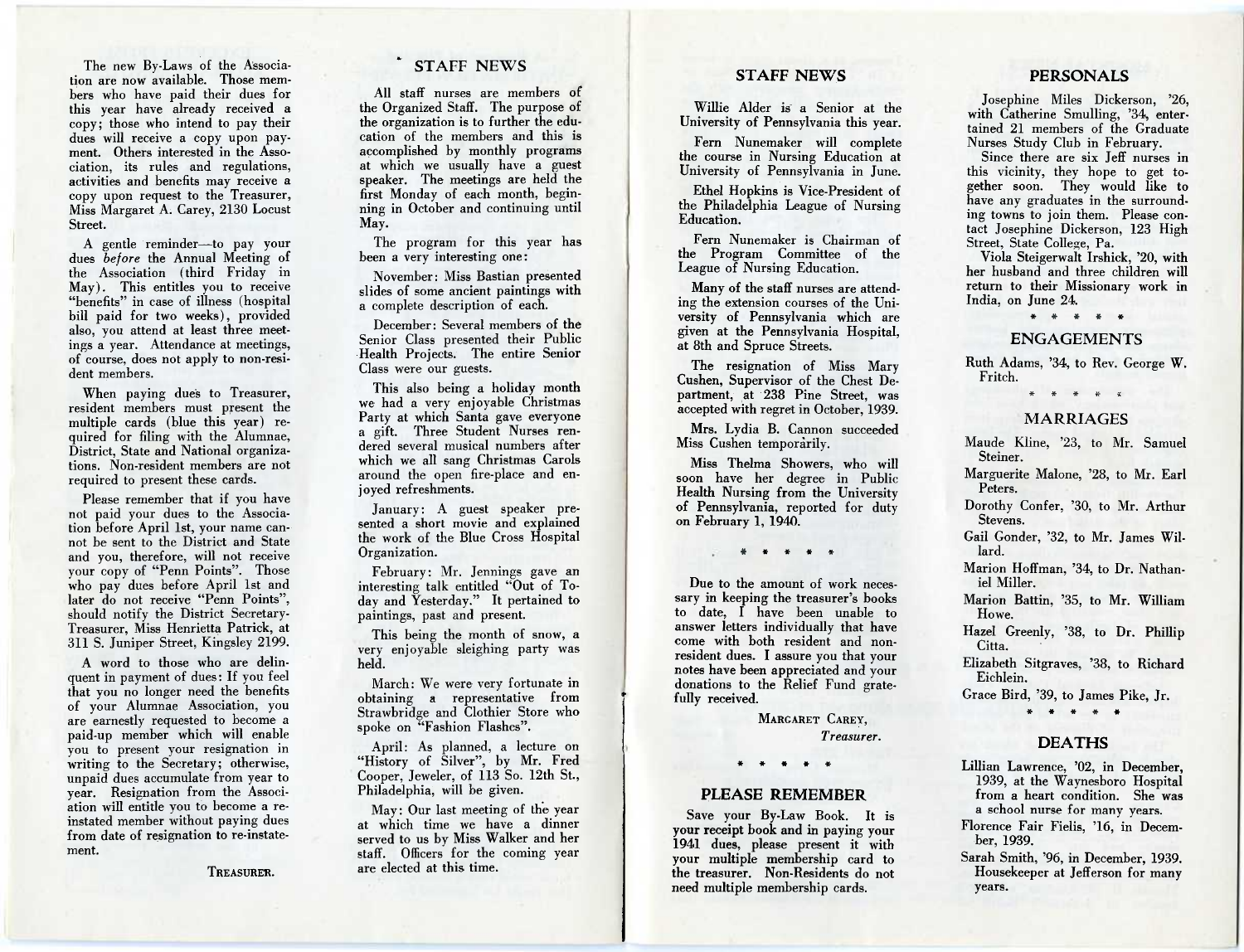The new By-Laws of the Association are now available. Those members who have paid their dues for this year have already received a copy; those who intend to pay their dues will receive a copy upon payment. Others interested in the Association, its rules and regulations, activities and benefits may receive a copy upon request to the Treasurer, Miss Margaret A. Carey, 2130 Locust Street.

A gentle reminder—to pay your dues *before* the Annual Meeting of the Association (third Friday in May). This entitles you to receive "benefits" in case of illness (hospital bill paid for two weeks), provided also, you attend at least three meetings a year. Attendance at meetings, of course, does not apply to non-resident members.

When paying dues to Treasurer, resident members must present the multiple cards (blue this year) required for filing with the Alumnae, District, State and National organizations. Non-resident members are not required to present these cards.

Please remember that if you have not paid your dues to the Association before April 1st, your name cannot be sent to the District and State and you, therefore, will not receive your copy of "Penn Points". Those who pay dues before April 1st and later do not receive "Penn Points", should notify the District Secretary-Treasurer, Miss Henrietta Patrick, at 311 S. Juniper Street, Kingsley 2199.

A word to those who are delinquent in payment of dues: If you feel that you no longer need the benefits of your Alumnae Association, you are earnestly requested to become a paid-up member which will enable you to present your resignation in writing to the Secretary; otherwise, unpaid dues accumulate from year to year. Resignation from the Association will entitle you to become a reinstated member without paying dues from date of resignation to re-instatement.

TREASURER.

## STAFF NEWS

All staff nurses are members of the Organized Staff. The purpose of the organization is to further the education of the members and this is accomplished by monthly programs at which we usually have a guest speaker. The meetings are held the first Monday of each month, beginning in October and continuing until May.

The program for this year has been a very interesting one:

November: Miss Bastian presented slides of some ancient paintings with a complete description of each.

December: Several members of the Senior Class presented their Public Health Projects. The entire Senior Class were our guests.

This also being a holiday month we had a very enjoyable Christmas Party at which Santa gave everyone a gift. Three Student Nurses rendered several musical numbers after which we all sang Christmas Carols around the open fire-place and enjoyed refreshments.

January: A guest speaker presented a short movie and explained the work of the Blue Cross Hospital Organization.

February: Mr. Jennings gave an interesting talk entitled "Out of Today and Yesterday." It pertained to paintings, past and present.

This being the month of snow, a very enjoyable sleighing party was held.

March: We were very fortunate in obtaining a representative from Strawbridge and Clothier Store who spoke on "Fashion Flashes".

April: As planned, a lecture on "History of Silver", by Mr. Fred Cooper, Jeweler, of 113 So. 12th St., Philadelphia, will be given.

May: Our last meeting of the year at which time we have a dinner served to us by Miss Walker and her staff. Officers for the coming year are elected at this time.

## STAFF NEWS

Willie Alder is a Senior at the University of Pennsylvania this year.

Fern Nunemaker will complete the course in Nursing Education at University of Pennsylvania in June.

Ethel Hopkins is Vice-President of the Philadelphia League of Nursing Education.

Fern Nunemaker is Chairman of the Program Committee of the League of Nursing Education.

Many of the staff nurses are attending the extension courses of the University of Pennsylvania which are given at the Pennsylvania Hospital, at 8th and Spruce Streets.

The resignation of Miss Mary Cushen, Supervisor of the Chest Department, at 238 Pine Street, was accepted with regret in October, 1939.

Mrs. Lydia B. Cannon succeeded Miss Cushen temporarily.

Miss Thelma Showers, who will soon have her degree in Public Health Nursing from the University of Pennsylvania, reported for duty on February 1, 1940.

\* \* \* \* \*

Due to the amount of work necessary in keeping the treasurer's books to date, I have been unable to answer letters individually that have come with both resident and non-resident dues. I assure you that your notes have been appreciated and your donations to the Relief Fund gratefully received.

MARGARET CAREY,
*Treasurer.*

\* \* \* \* \*

## PLEASE REMEMBER

Save your By-Law Book. It is your receipt book and in paying your 1941 dues, please present it with your multiple membership card to the treasurer. Non-Residents do not need multiple membership cards.

## PERSONALS

Josephine Miles Dickerson, '26, with Catherine Smulling, '34, entertained 21 members of the Graduate Nurses Study Club in February.

Since there are six Jeff nurses in this vicinity, they hope to get together soon. They would like to have any graduates in the surrounding towns to join them. Please contact Josephine Dickerson, 123 High Street, State College, Pa.

Viola Steigerwalt Irshick, '20, with her husband and three children will return to their Missionary work in India, on June 24.

\* \* \* \* \*

## ENGAGEMENTS

Ruth Adams, '34, to Rev. George W. Fritch.

\* \* \* \* \*

## MARRIAGES

Maude Kline, '23, to Mr. Samuel Steiner.

Marguerite Malone, '28, to Mr. Earl Peters.

Dorothy Confer, '30, to Mr. Arthur Stevens.

Gail Gonder, '32, to Mr. James Willard.

Marion Hoffman, '34, to Dr. Nathaniel Miller.

Marion Battin, '35, to Mr. William Howe.

Hazel Greenly, '38, to Dr. Phillip Citta.

Elizabeth Sitgraves, '38, to Richard Eichlein.

Grace Bird, '39, to James Pike, Jr.

\* \* \* \* \*

## DEATHS

Lillian Lawrence, '02, in December, 1939, at the Waynesboro Hospital from a heart condition. She was a school nurse for many years.

Florence Fair Fielis, '16, in December, 1939.

Sarah Smith, '96, in December, 1939. Housekeeper at Jefferson for many years.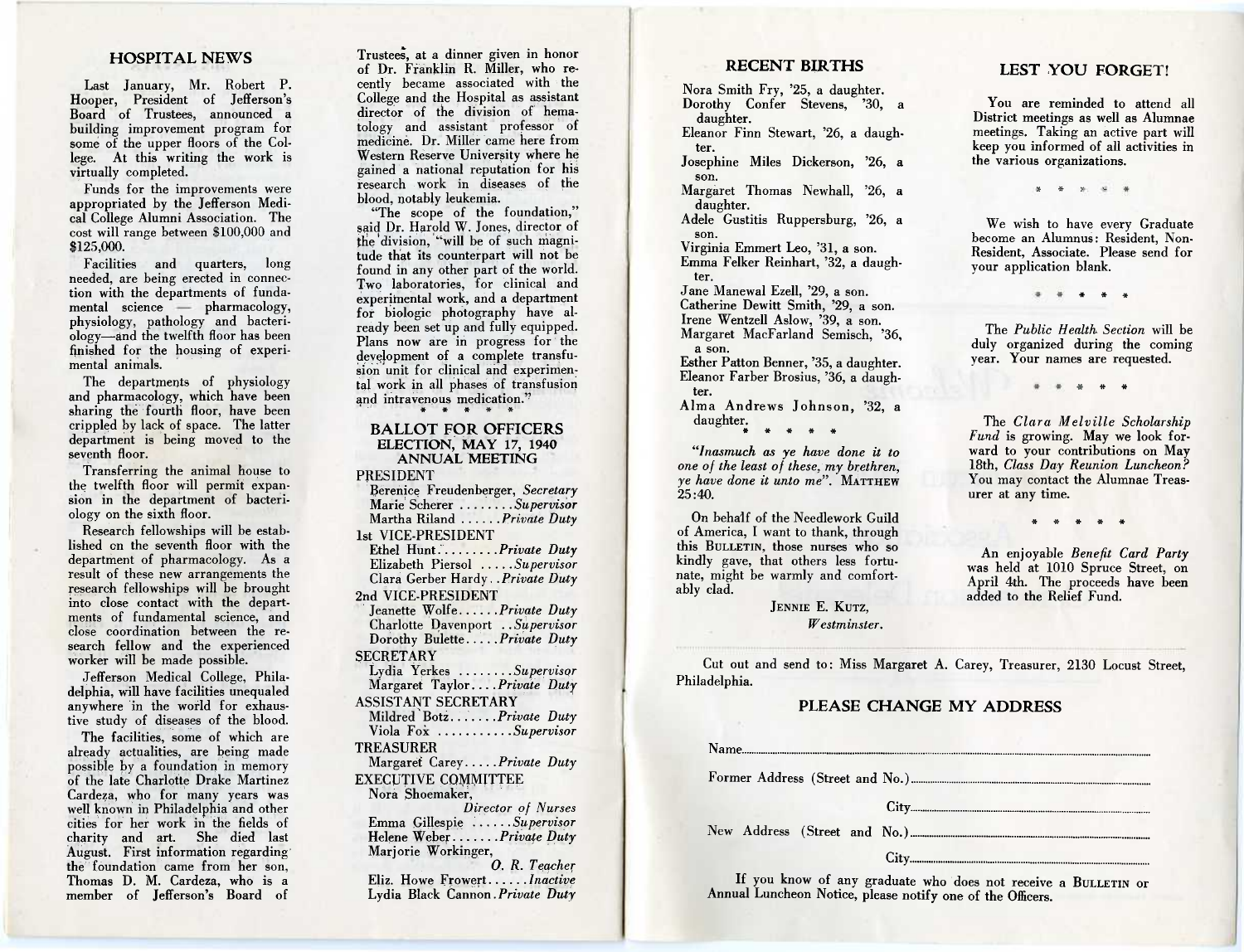## HOSPITAL NEWS

Last January, Mr. Robert P. Hooper, President of Jefferson's Board of Trustees, announced a building improvement program for some of the upper floors of the College. At this writing the work is virtually completed.

Funds for the improvements were appropriated by the Jefferson Medical College Alumni Association. The cost will range between $100,000 and $125,000.

Facilities and quarters, long needed, are being erected in connection with the departments of fundamental science — pharmacology, physiology, pathology and bacteriology—and the twelfth floor has been finished for the housing of experimental animals.

The departments of physiology and pharmacology, which have been sharing the fourth floor, have been crippled by lack of space. The latter department is being moved to the seventh floor.

Transferring the animal house to the twelfth floor will permit expansion in the department of bacteriology on the sixth floor.

Research fellowships will be established on the seventh floor with the department of pharmacology. As a result of these new arrangements the research fellowships will be brought into close contact with the departments of fundamental science, and close coordination between the research fellow and the experienced worker will be made possible.

Jefferson Medical College, Philadelphia, will have facilities unequaled anywhere in the world for exhaustive study of diseases of the blood.

The facilities, some of which are already actualities, are being made possible by a foundation in memory of the late Charlotte Drake Martinez Cardeza, who for many years was well known in Philadelphia and other cities for her work in the fields of charity and art. She died last August. First information regarding the foundation came from her son, Thomas D. M. Cardeza, who is a member of Jefferson's Board of Trustees, at a dinner given in honor of Dr. Franklin R. Miller, who recently became associated with the College and the Hospital as assistant director of the division of hematology and assistant professor of medicine. Dr. Miller came here from Western Reserve University where he gained a national reputation for his research work in diseases of the blood, notably leukemia.

"The scope of the foundation," said Dr. Harold W. Jones, director of the division, "will be of such magnitude that its counterpart will not be found in any other part of the world. Two laboratories, for clinical and experimental work, and a department for biologic photography have already been set up and fully equipped. Plans now are in progress for the development of a complete transfusion unit for clinical and experimental work in all phases of transfusion and intravenous medication."

\* \* \* \* \*

## BALLOT FOR OFFICERS
### ELECTION, MAY 17, 1940
### ANNUAL MEETING

PRESIDENT
- Berenice Freudenberger, *Secretary*
- Marie Scherer . . . . . . . . *Supervisor*
- Martha Riland . . . . . . *Private Duty*

1st VICE-PRESIDENT
- Ethel Hunt . . . . . . . . . *Private Duty*
- Elizabeth Piersol . . . . . *Supervisor*
- Clara Gerber Hardy . . *Private Duty*

2nd VICE-PRESIDENT
- Jeanette Wolfe . . . . . . *Private Duty*
- Charlotte Davenport . . *Supervisor*
- Dorothy Bulette . . . . . *Private Duty*

SECRETARY
- Lydia Yerkes . . . . . . . . *Supervisor*
- Margaret Taylor . . . . *Private Duty*

ASSISTANT SECRETARY
- Mildred Botz . . . . . . . *Private Duty*
- Viola Fox . . . . . . . . . . . *Supervisor*

TREASURER
- Margaret Carey . . . . . *Private Duty*

EXECUTIVE COMMITTEE
- Nora Shoemaker, *Director of Nurses*
- Emma Gillespie . . . . . . *Supervisor*
- Helene Weber . . . . . . . *Private Duty*
- Marjorie Workinger, *O. R. Teacher*
- Eliz. Howe Frowert . . . . . . *Inactive*
- Lydia Black Cannon . *Private Duty*

## RECENT BIRTHS

Nora Smith Fry, '25, a daughter.
Dorothy Confer Stevens, '30, a daughter.
Eleanor Finn Stewart, '26, a daughter.
Josephine Miles Dickerson, '26, a son.
Margaret Thomas Newhall, '26, a daughter.
Adele Gustitis Ruppersburg, '26, a son.
Virginia Emmert Leo, '31, a son.
Emma Felker Reinhart, '32, a daughter.
Jane Manewal Ezell, '29, a son.
Catherine Dewitt Smith, '29, a son.
Irene Wentzell Aslow, '39, a son.
Margaret MacFarland Semisch, '36, a son.
Esther Patton Benner, '35, a daughter.
Eleanor Farber Brosius, '36, a daughter.
Alma Andrews Johnson, '32, a daughter.

\* \* \* \* \*

*"Inasmuch as ye have done it to one of the least of these, my brethren, ye have done it unto me".* MATTHEW 25:40.

On behalf of the Needlework Guild of America, I want to thank, through this BULLETIN, those nurses who so kindly gave, that others less fortunate, might be warmly and comfortably clad.

JENNIE E. KUTZ,
*Westminster.*

## LEST YOU FORGET!

You are reminded to attend all District meetings as well as Alumnae meetings. Taking an active part will keep you informed of all activities in the various organizations.

\* \* \* \* \*

We wish to have every Graduate become an Alumnus: Resident, Non-Resident, Associate. Please send for your application blank.

\* \* \* \* \*

The *Public Health Section* will be duly organized during the coming year. Your names are requested.

\* \* \* \* \*

The *Clara Melville Scholarship Fund* is growing. May we look forward to your contributions on May 18th, *Class Day Reunion Luncheon?* You may contact the Alumnae Treasurer at any time.

\* \* \* \* \*

An enjoyable *Benefit Card Party* was held at 1010 Spruce Street, on April 4th. The proceeds have been added to the Relief Fund.

---

Cut out and send to: Miss Margaret A. Carey, Treasurer, 2130 Locust Street, Philadelphia.

## PLEASE CHANGE MY ADDRESS

Name..............................................................

Former Address (Street and No.)..............................................................

City..............................................................

New Address (Street and No.)..............................................................

City..............................................................

If you know of any graduate who does not receive a BULLETIN or Annual Luncheon Notice, please notify one of the Officers.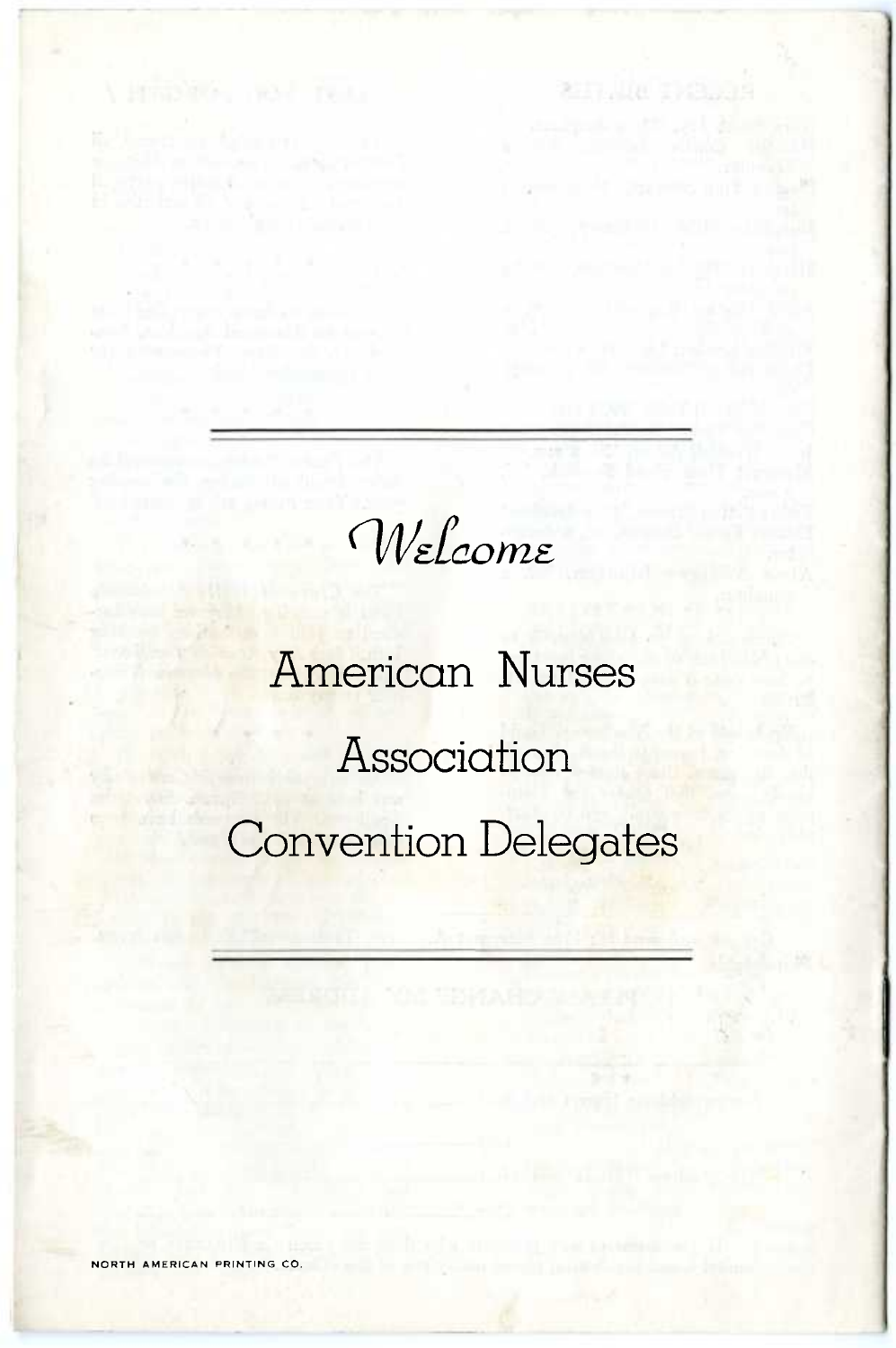*Welcome*

American Nurses

Association

Convention Delegates

NORTH AMERICAN PRINTING CO.